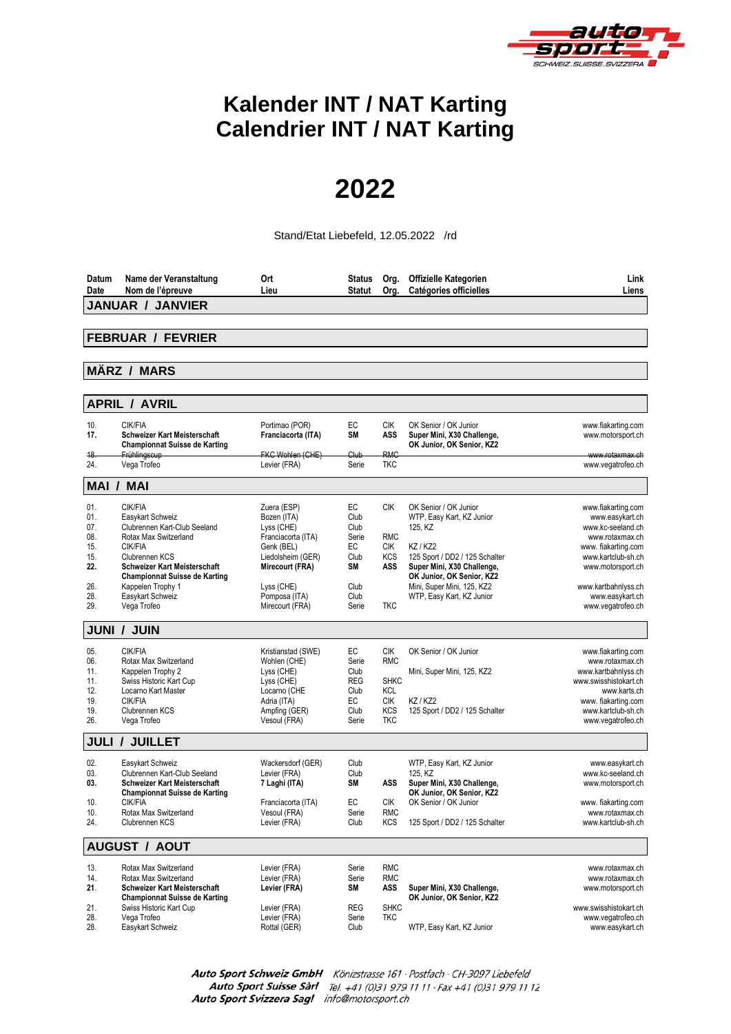# Kalender INT / NAT Karting
# Calendrier INT / NAT Karting

# 2022

Stand/Etat Liebefeld, 12.05.2022 /rd

| Datum / Date | Name der Veranstaltung / Nom de l'épreuve | Ort / Lieu | Status / Statut | Org. / Org. | Offizielle Kategorien / Catégories officielles | Link / Liens |
|---|---|---|---|---|---|---|
| **JANUAR / JANVIER** | | | | | | |
| **FEBRUAR / FEVRIER** | | | | | | |
| **MÄRZ / MARS** | | | | | | |
| **APRIL / AVRIL** | | | | | | |
| 10. | CIK/FIA | Portimao (POR) | EC | CIK | OK Senior / OK Junior | www.fiakarting.com |
| **17.** | **Schweizer Kart Meisterschaft Championnat Suisse de Karting** | **Franciacorta (ITA)** | **SM** | **ASS** | **Super Mini, X30 Challenge, OK Junior, OK Senior, KZ2** | www.motorsport.ch |
| ~~18.~~ | ~~Frühlingscup~~ | ~~FKC Wohlen (CHE)~~ | ~~Club~~ | ~~RMC~~ | | ~~www.rotaxmax.ch~~ |
| 24. | Vega Trofeo | Levier (FRA) | Serie | TKC | | www.vegatrofeo.ch |
| **MAI / MAI** | | | | | | |
| 01. | CIK/FIA | Zuera (ESP) | EC | CIK | OK Senior / OK Junior | www.fiakarting.com |
| 01. | Easykart Schweiz | Bozen (ITA) | Club | | WTP, Easy Kart, KZ Junior | www.easykart.ch |
| 07. | Clubrennen Kart-Club Seeland | Lyss (CHE) | Club | | 125, KZ | www.kc-seeland.ch |
| 08. | Rotax Max Switzerland | Franciacorta (ITA) | Serie | RMC | | www.rotaxmax.ch |
| 15. | CIK/FIA | Genk (BEL) | EC | CIK | KZ / KZ2 | www. fiakarting.com |
| 15. | Clubrennen KCS | Liedolsheim (GER) | Club | KCS | 125 Sport / DD2 / 125 Schalter | www.kartclub-sh.ch |
| **22.** | **Schweizer Kart Meisterschaft Championnat Suisse de Karting** | **Mirecourt (FRA)** | **SM** | **ASS** | **Super Mini, X30 Challenge, OK Junior, OK Senior, KZ2** | www.motorsport.ch |
| 26. | Kappelen Trophy 1 | Lyss (CHE) | Club | | Mini, Super Mini, 125, KZ2 | www.kartbahnlyss.ch |
| 28. | Easykart Schweiz | Pomposa (ITA) | Club | | WTP, Easy Kart, KZ Junior | www.easykart.ch |
| 29. | Vega Trofeo | Mirecourt (FRA) | Serie | TKC | | www.vegatrofeo.ch |
| **JUNI / JUIN** | | | | | | |
| 05. | CIK/FIA | Kristianstad (SWE) | EC | CIK | OK Senior / OK Junior | www.fiakarting.com |
| 06. | Rotax Max Switzerland | Wohlen (CHE) | Serie | RMC | | www.rotaxmax.ch |
| 11. | Kappelen Trophy 2 | Lyss (CHE) | Club | | Mini, Super Mini, 125, KZ2 | www.kartbahnlyss.ch |
| 11. | Swiss Historic Kart Cup | Lyss (CHE) | REG | SHKC | | www.swisshistokart.ch |
| 12. | Locarno Kart Master | Locarno (CHE | Club | KCL | | www.karts.ch |
| 19. | CIK/FIA | Adria (ITA) | EC | CIK | KZ / KZ2 | www. fiakarting.com |
| 19. | Clubrennen KCS | Ampfing (GER) | Club | KCS | 125 Sport / DD2 / 125 Schalter | www.kartclub-sh.ch |
| 26. | Vega Trofeo | Vesoul (FRA) | Serie | TKC | | www.vegatrofeo.ch |
| **JULI / JUILLET** | | | | | | |
| 02. | Easykart Schweiz | Wackersdorf (GER) | Club | | WTP, Easy Kart, KZ Junior | www.easykart.ch |
| 03. | Clubrennen Kart-Club Seeland | Levier (FRA) | Club | | 125, KZ | www.kc-seeland.ch |
| **03.** | **Schweizer Kart Meisterschaft Championnat Suisse de Karting** | **7 Laghi (ITA)** | **SM** | **ASS** | **Super Mini, X30 Challenge, OK Junior, OK Senior, KZ2** | www.motorsport.ch |
| 10. | CIK/FIA | Franciacorta (ITA) | EC | CIK | OK Senior / OK Junior | www. fiakarting.com |
| 10. | Rotax Max Switzerland | Vesoul (FRA) | Serie | RMC | | www.rotaxmax.ch |
| 24. | Clubrennen KCS | Levier (FRA) | Club | KCS | 125 Sport / DD2 / 125 Schalter | www.kartclub-sh.ch |
| **AUGUST / AOUT** | | | | | | |
| 13. | Rotax Max Switzerland | Levier (FRA) | Serie | RMC | | www.rotaxmax.ch |
| 14. | Rotax Max Switzerland | Levier (FRA) | Serie | RMC | | www.rotaxmax.ch |
| **21.** | **Schweizer Kart Meisterschaft Championnat Suisse de Karting** | **Levier (FRA)** | **SM** | **ASS** | **Super Mini, X30 Challenge, OK Junior, OK Senior, KZ2** | www.motorsport.ch |
| 21. | Swiss Historic Kart Cup | Levier (FRA) | REG | SHKC | | www.swisshistokart.ch |
| 28. | Vega Trofeo | Levier (FRA) | Serie | TKC | | www.vegatrofeo.ch |
| 28. | Easykart Schweiz | Rottal (GER) | Club | | WTP, Easy Kart, KZ Junior | www.easykart.ch |

**Auto Sport Schweiz GmbH** Könizstrasse 161 · Postfach · CH-3097 Liebefeld
**Auto Sport Suisse Sàrl** Tel. +41 (0)31 979 11 11 · Fax +41 (0)31 979 11 12
**Auto Sport Svizzera Sagl** info@motorsport.ch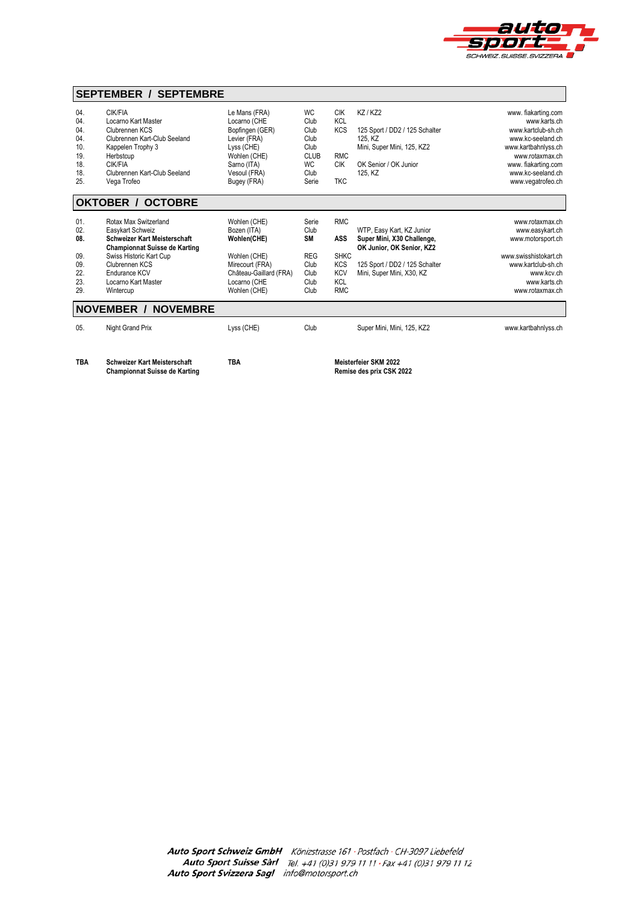## SEPTEMBER / SEPTEMBRE

| | | | | | | |
|---|---|---|---|---|---|---|
| 04. | CIK/FIA | Le Mans (FRA) | WC | CIK | KZ / KZ2 | www. fiakarting.com |
| 04. | Locarno Kart Master | Locarno (CHE | Club | KCL | | www.karts.ch |
| 04. | Clubrennen KCS | Bopfingen (GER) | Club | KCS | 125 Sport / DD2 / 125 Schalter | www.kartclub-sh.ch |
| 04. | Clubrennen Kart-Club Seeland | Levier (FRA) | Club | | 125, KZ | www.kc-seeland.ch |
| 10. | Kappelen Trophy 3 | Lyss (CHE) | Club | | Mini, Super Mini, 125, KZ2 | www.kartbahnlyss.ch |
| 19. | Herbstcup | Wohlen (CHE) | CLUB | RMC | | www.rotaxmax.ch |
| 18. | CIK/FIA | Sarno (ITA) | WC | CIK | OK Senior / OK Junior | www. fiakarting.com |
| 18. | Clubrennen Kart-Club Seeland | Vesoul (FRA) | Club | | 125, KZ | www.kc-seeland.ch |
| 25. | Vega Trofeo | Bugey (FRA) | Serie | TKC | | www.vegatrofeo.ch |

## OKTOBER / OCTOBRE

| | | | | | | |
|---|---|---|---|---|---|---|
| 01. | Rotax Max Switzerland | Wohlen (CHE) | Serie | RMC | | www.rotaxmax.ch |
| 02. | Easykart Schweiz | Bozen (ITA) | Club | | WTP, Easy Kart, KZ Junior | www.easykart.ch |
| **08.** | **Schweizer Kart Meisterschaft Championnat Suisse de Karting** | **Wohlen(CHE)** | **SM** | **ASS** | **Super Mini, X30 Challenge, OK Junior, OK Senior, KZ2** | www.motorsport.ch |
| 09. | Swiss Historic Kart Cup | Wohlen (CHE) | REG | SHKC | | www.swisshistokart.ch |
| 09. | Clubrennen KCS | Mirecourt (FRA) | Club | KCS | 125 Sport / DD2 / 125 Schalter | www.kartclub-sh.ch |
| 22. | Endurance KCV | Château-Gaillard (FRA) | Club | KCV | Mini, Super Mini, X30, KZ | www.kcv.ch |
| 23. | Locarno Kart Master | Locarno (CHE | Club | KCL | | www.karts.ch |
| 29. | Wintercup | Wohlen (CHE) | Club | RMC | | www.rotaxmax.ch |

## NOVEMBER / NOVEMBRE

| | | | | | | |
|---|---|---|---|---|---|---|
| 05. | Night Grand Prix | Lyss (CHE) | Club | | Super Mini, Mini, 125, KZ2 | www.kartbahnlyss.ch |
| **TBA** | **Schweizer Kart Meisterschaft Championnat Suisse de Karting** | **TBA** | | **Meisterfeier SKM 2022 Remise des prix CSK 2022** | | |

**Auto Sport Schweiz GmbH** Könizstrasse 161 · Postfach · CH-3097 Liebefeld
**Auto Sport Suisse Sàrl** Tel. +41 (0)31 979 11 11 · Fax +41 (0)31 979 11 12
**Auto Sport Svizzera Sagl** info@motorsport.ch